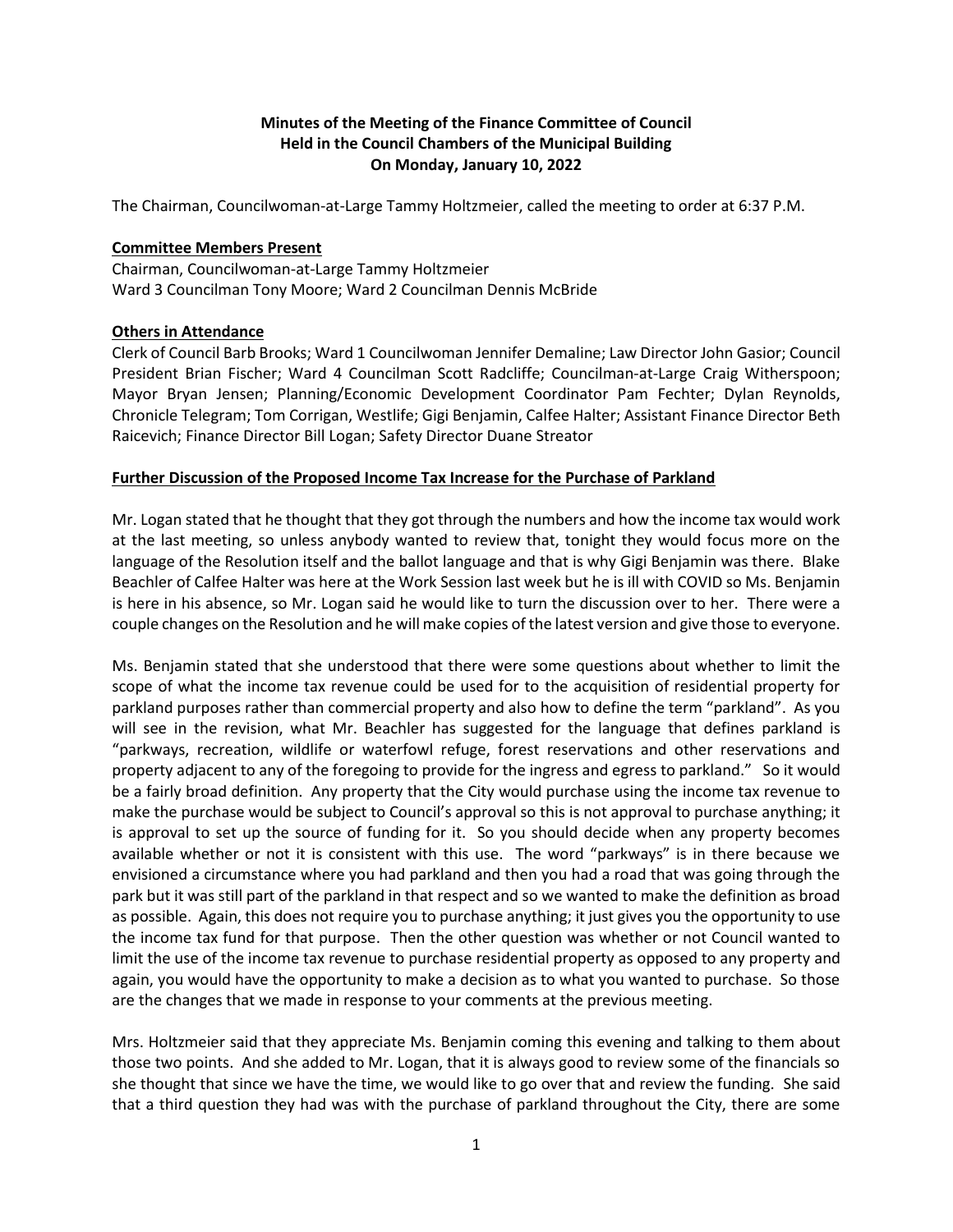**Minutes of the Meeting of the Finance Committee of Council**
**Held in the Council Chambers of the Municipal Building**
**On Monday, January 10, 2022**

The Chairman, Councilwoman-at-Large Tammy Holtzmeier, called the meeting to order at 6:37 P.M.

**Committee Members Present**

Chairman, Councilwoman-at-Large Tammy Holtzmeier
Ward 3 Councilman Tony Moore; Ward 2 Councilman Dennis McBride

**Others in Attendance**

Clerk of Council Barb Brooks; Ward 1 Councilwoman Jennifer Demaline; Law Director John Gasior; Council President Brian Fischer; Ward 4 Councilman Scott Radcliffe; Councilman-at-Large Craig Witherspoon; Mayor Bryan Jensen; Planning/Economic Development Coordinator Pam Fechter; Dylan Reynolds, Chronicle Telegram; Tom Corrigan, Westlife; Gigi Benjamin, Calfee Halter; Assistant Finance Director Beth Raicevich; Finance Director Bill Logan; Safety Director Duane Streator

**Further Discussion of the Proposed Income Tax Increase for the Purchase of Parkland**

Mr. Logan stated that he thought that they got through the numbers and how the income tax would work at the last meeting, so unless anybody wanted to review that, tonight they would focus more on the language of the Resolution itself and the ballot language and that is why Gigi Benjamin was there. Blake Beachler of Calfee Halter was here at the Work Session last week but he is ill with COVID so Ms. Benjamin is here in his absence, so Mr. Logan said he would like to turn the discussion over to her. There were a couple changes on the Resolution and he will make copies of the latest version and give those to everyone.

Ms. Benjamin stated that she understood that there were some questions about whether to limit the scope of what the income tax revenue could be used for to the acquisition of residential property for parkland purposes rather than commercial property and also how to define the term "parkland". As you will see in the revision, what Mr. Beachler has suggested for the language that defines parkland is "parkways, recreation, wildlife or waterfowl refuge, forest reservations and other reservations and property adjacent to any of the foregoing to provide for the ingress and egress to parkland." So it would be a fairly broad definition. Any property that the City would purchase using the income tax revenue to make the purchase would be subject to Council's approval so this is not approval to purchase anything; it is approval to set up the source of funding for it. So you should decide when any property becomes available whether or not it is consistent with this use. The word "parkways" is in there because we envisioned a circumstance where you had parkland and then you had a road that was going through the park but it was still part of the parkland in that respect and so we wanted to make the definition as broad as possible. Again, this does not require you to purchase anything; it just gives you the opportunity to use the income tax fund for that purpose. Then the other question was whether or not Council wanted to limit the use of the income tax revenue to purchase residential property as opposed to any property and again, you would have the opportunity to make a decision as to what you wanted to purchase. So those are the changes that we made in response to your comments at the previous meeting.

Mrs. Holtzmeier said that they appreciate Ms. Benjamin coming this evening and talking to them about those two points. And she added to Mr. Logan, that it is always good to review some of the financials so she thought that since we have the time, we would like to go over that and review the funding. She said that a third question they had was with the purchase of parkland throughout the City, there are some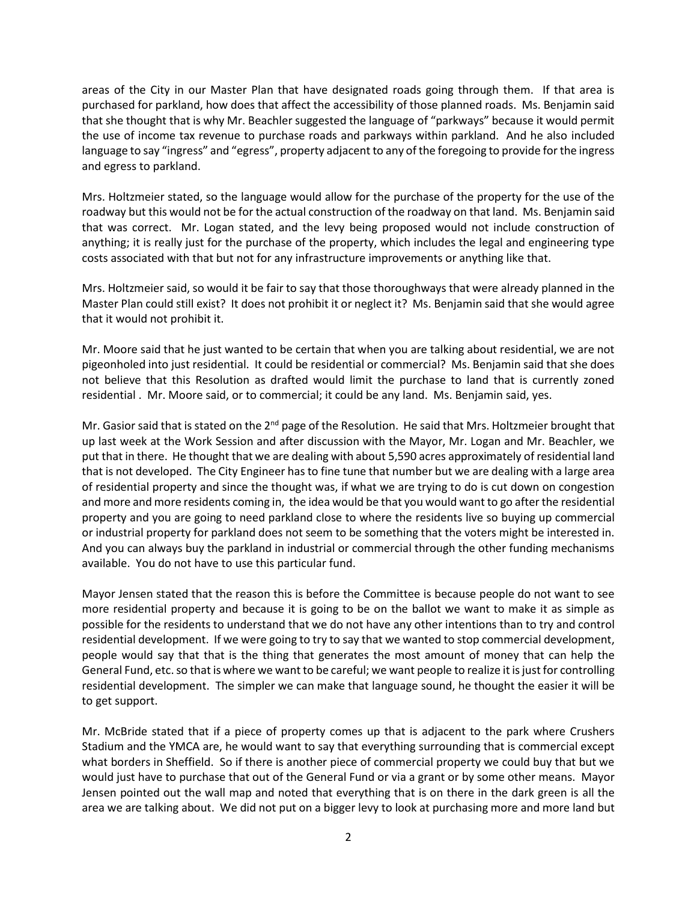areas of the City in our Master Plan that have designated roads going through them. If that area is purchased for parkland, how does that affect the accessibility of those planned roads. Ms. Benjamin said that she thought that is why Mr. Beachler suggested the language of "parkways" because it would permit the use of income tax revenue to purchase roads and parkways within parkland. And he also included language to say "ingress" and "egress", property adjacent to any of the foregoing to provide for the ingress and egress to parkland.

Mrs. Holtzmeier stated, so the language would allow for the purchase of the property for the use of the roadway but this would not be for the actual construction of the roadway on that land. Ms. Benjamin said that was correct. Mr. Logan stated, and the levy being proposed would not include construction of anything; it is really just for the purchase of the property, which includes the legal and engineering type costs associated with that but not for any infrastructure improvements or anything like that.

Mrs. Holtzmeier said, so would it be fair to say that those thoroughways that were already planned in the Master Plan could still exist? It does not prohibit it or neglect it? Ms. Benjamin said that she would agree that it would not prohibit it.

Mr. Moore said that he just wanted to be certain that when you are talking about residential, we are not pigeonholed into just residential. It could be residential or commercial? Ms. Benjamin said that she does not believe that this Resolution as drafted would limit the purchase to land that is currently zoned residential . Mr. Moore said, or to commercial; it could be any land. Ms. Benjamin said, yes.

Mr. Gasior said that is stated on the 2nd page of the Resolution. He said that Mrs. Holtzmeier brought that up last week at the Work Session and after discussion with the Mayor, Mr. Logan and Mr. Beachler, we put that in there. He thought that we are dealing with about 5,590 acres approximately of residential land that is not developed. The City Engineer has to fine tune that number but we are dealing with a large area of residential property and since the thought was, if what we are trying to do is cut down on congestion and more and more residents coming in, the idea would be that you would want to go after the residential property and you are going to need parkland close to where the residents live so buying up commercial or industrial property for parkland does not seem to be something that the voters might be interested in. And you can always buy the parkland in industrial or commercial through the other funding mechanisms available. You do not have to use this particular fund.

Mayor Jensen stated that the reason this is before the Committee is because people do not want to see more residential property and because it is going to be on the ballot we want to make it as simple as possible for the residents to understand that we do not have any other intentions than to try and control residential development. If we were going to try to say that we wanted to stop commercial development, people would say that that is the thing that generates the most amount of money that can help the General Fund, etc. so that is where we want to be careful; we want people to realize it is just for controlling residential development. The simpler we can make that language sound, he thought the easier it will be to get support.

Mr. McBride stated that if a piece of property comes up that is adjacent to the park where Crushers Stadium and the YMCA are, he would want to say that everything surrounding that is commercial except what borders in Sheffield. So if there is another piece of commercial property we could buy that but we would just have to purchase that out of the General Fund or via a grant or by some other means. Mayor Jensen pointed out the wall map and noted that everything that is on there in the dark green is all the area we are talking about. We did not put on a bigger levy to look at purchasing more and more land but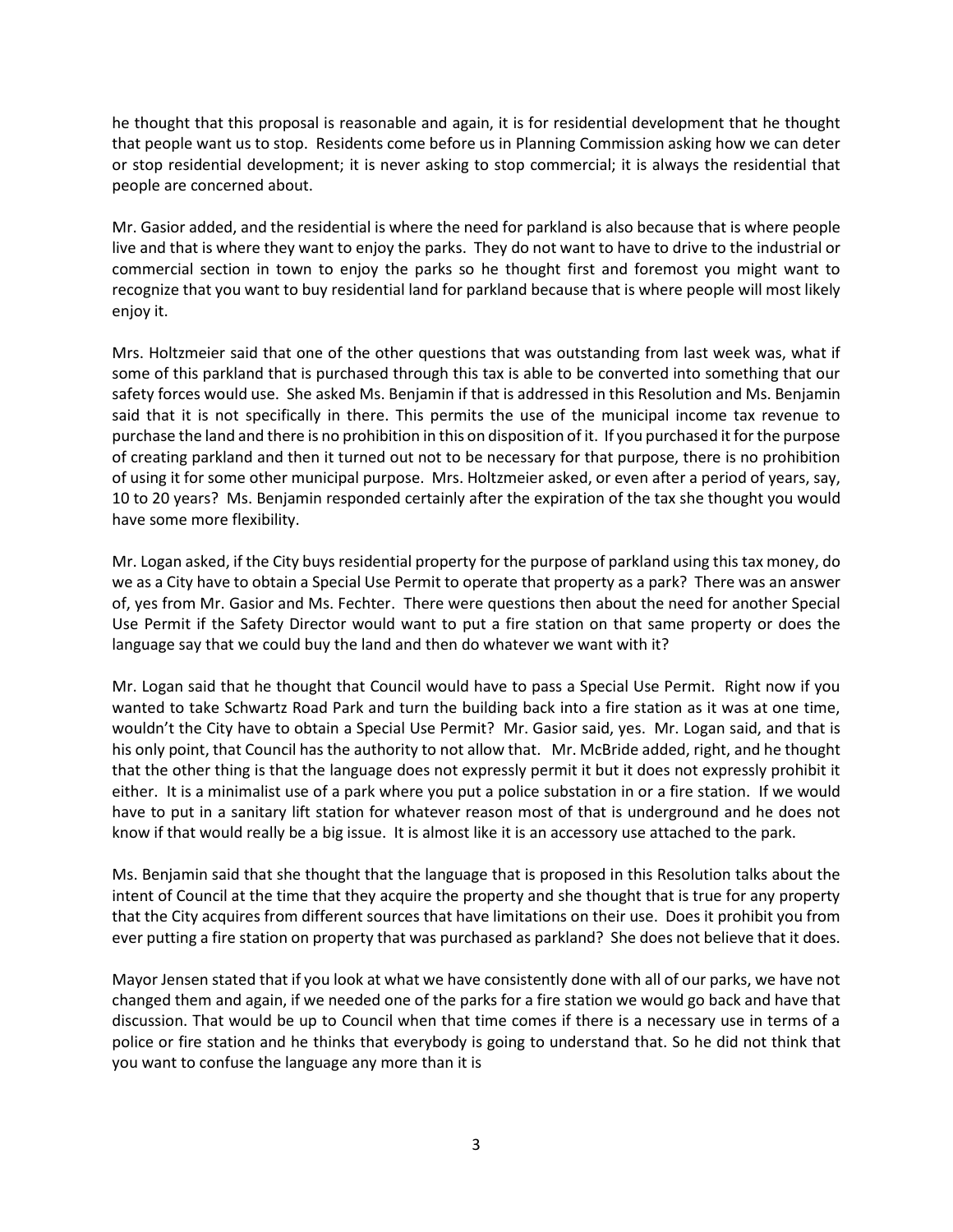he thought that this proposal is reasonable and again, it is for residential development that he thought that people want us to stop. Residents come before us in Planning Commission asking how we can deter or stop residential development; it is never asking to stop commercial; it is always the residential that people are concerned about.

Mr. Gasior added, and the residential is where the need for parkland is also because that is where people live and that is where they want to enjoy the parks. They do not want to have to drive to the industrial or commercial section in town to enjoy the parks so he thought first and foremost you might want to recognize that you want to buy residential land for parkland because that is where people will most likely enjoy it.

Mrs. Holtzmeier said that one of the other questions that was outstanding from last week was, what if some of this parkland that is purchased through this tax is able to be converted into something that our safety forces would use. She asked Ms. Benjamin if that is addressed in this Resolution and Ms. Benjamin said that it is not specifically in there. This permits the use of the municipal income tax revenue to purchase the land and there is no prohibition in this on disposition of it. If you purchased it for the purpose of creating parkland and then it turned out not to be necessary for that purpose, there is no prohibition of using it for some other municipal purpose. Mrs. Holtzmeier asked, or even after a period of years, say, 10 to 20 years? Ms. Benjamin responded certainly after the expiration of the tax she thought you would have some more flexibility.

Mr. Logan asked, if the City buys residential property for the purpose of parkland using this tax money, do we as a City have to obtain a Special Use Permit to operate that property as a park? There was an answer of, yes from Mr. Gasior and Ms. Fechter. There were questions then about the need for another Special Use Permit if the Safety Director would want to put a fire station on that same property or does the language say that we could buy the land and then do whatever we want with it?

Mr. Logan said that he thought that Council would have to pass a Special Use Permit. Right now if you wanted to take Schwartz Road Park and turn the building back into a fire station as it was at one time, wouldn't the City have to obtain a Special Use Permit? Mr. Gasior said, yes. Mr. Logan said, and that is his only point, that Council has the authority to not allow that. Mr. McBride added, right, and he thought that the other thing is that the language does not expressly permit it but it does not expressly prohibit it either. It is a minimalist use of a park where you put a police substation in or a fire station. If we would have to put in a sanitary lift station for whatever reason most of that is underground and he does not know if that would really be a big issue. It is almost like it is an accessory use attached to the park.

Ms. Benjamin said that she thought that the language that is proposed in this Resolution talks about the intent of Council at the time that they acquire the property and she thought that is true for any property that the City acquires from different sources that have limitations on their use. Does it prohibit you from ever putting a fire station on property that was purchased as parkland? She does not believe that it does.

Mayor Jensen stated that if you look at what we have consistently done with all of our parks, we have not changed them and again, if we needed one of the parks for a fire station we would go back and have that discussion. That would be up to Council when that time comes if there is a necessary use in terms of a police or fire station and he thinks that everybody is going to understand that. So he did not think that you want to confuse the language any more than it is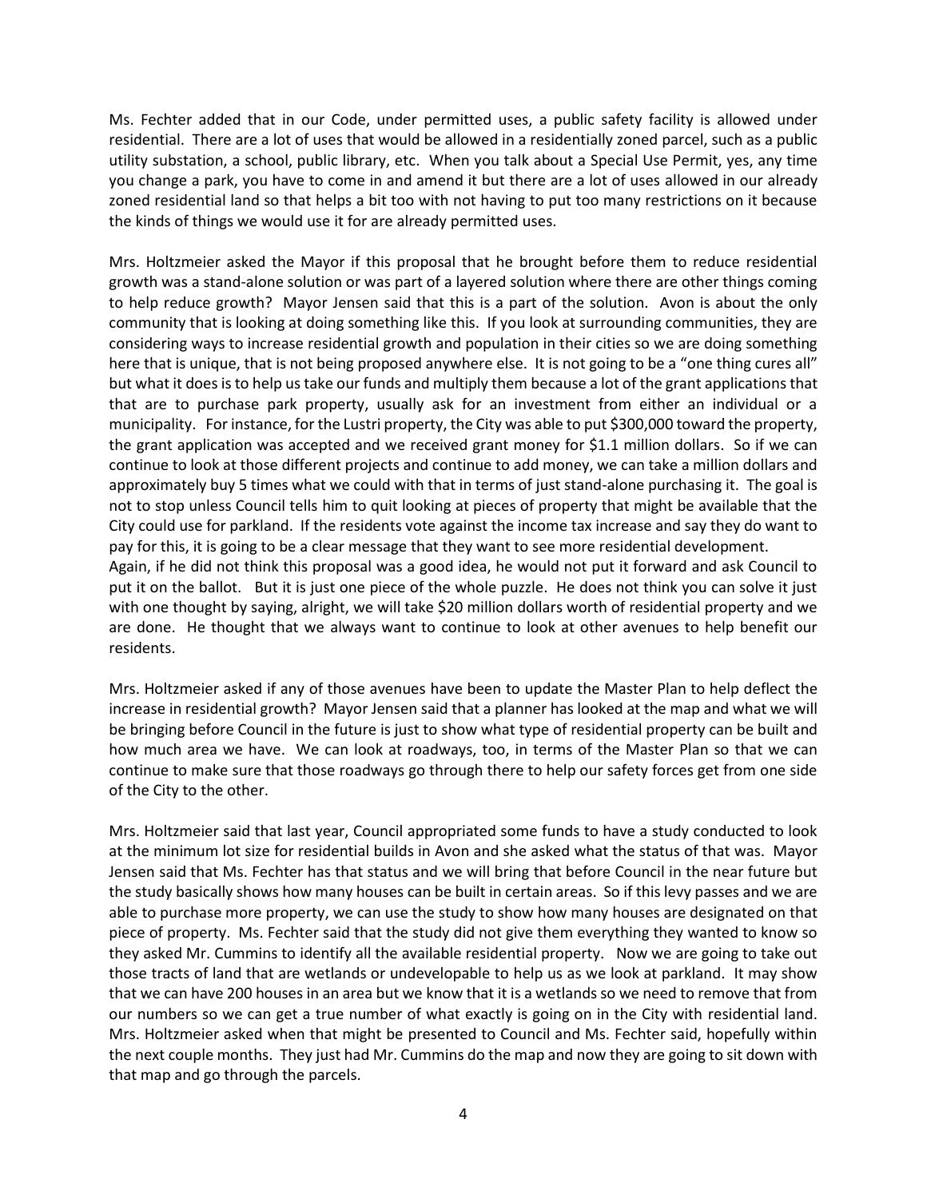Ms. Fechter added that in our Code, under permitted uses, a public safety facility is allowed under residential. There are a lot of uses that would be allowed in a residentially zoned parcel, such as a public utility substation, a school, public library, etc. When you talk about a Special Use Permit, yes, any time you change a park, you have to come in and amend it but there are a lot of uses allowed in our already zoned residential land so that helps a bit too with not having to put too many restrictions on it because the kinds of things we would use it for are already permitted uses.

Mrs. Holtzmeier asked the Mayor if this proposal that he brought before them to reduce residential growth was a stand-alone solution or was part of a layered solution where there are other things coming to help reduce growth? Mayor Jensen said that this is a part of the solution. Avon is about the only community that is looking at doing something like this. If you look at surrounding communities, they are considering ways to increase residential growth and population in their cities so we are doing something here that is unique, that is not being proposed anywhere else. It is not going to be a "one thing cures all" but what it does is to help us take our funds and multiply them because a lot of the grant applications that that are to purchase park property, usually ask for an investment from either an individual or a municipality. For instance, for the Lustri property, the City was able to put $300,000 toward the property, the grant application was accepted and we received grant money for $1.1 million dollars. So if we can continue to look at those different projects and continue to add money, we can take a million dollars and approximately buy 5 times what we could with that in terms of just stand-alone purchasing it. The goal is not to stop unless Council tells him to quit looking at pieces of property that might be available that the City could use for parkland. If the residents vote against the income tax increase and say they do want to pay for this, it is going to be a clear message that they want to see more residential development.
Again, if he did not think this proposal was a good idea, he would not put it forward and ask Council to put it on the ballot. But it is just one piece of the whole puzzle. He does not think you can solve it just with one thought by saying, alright, we will take $20 million dollars worth of residential property and we are done. He thought that we always want to continue to look at other avenues to help benefit our residents.

Mrs. Holtzmeier asked if any of those avenues have been to update the Master Plan to help deflect the increase in residential growth? Mayor Jensen said that a planner has looked at the map and what we will be bringing before Council in the future is just to show what type of residential property can be built and how much area we have. We can look at roadways, too, in terms of the Master Plan so that we can continue to make sure that those roadways go through there to help our safety forces get from one side of the City to the other.

Mrs. Holtzmeier said that last year, Council appropriated some funds to have a study conducted to look at the minimum lot size for residential builds in Avon and she asked what the status of that was. Mayor Jensen said that Ms. Fechter has that status and we will bring that before Council in the near future but the study basically shows how many houses can be built in certain areas. So if this levy passes and we are able to purchase more property, we can use the study to show how many houses are designated on that piece of property. Ms. Fechter said that the study did not give them everything they wanted to know so they asked Mr. Cummins to identify all the available residential property. Now we are going to take out those tracts of land that are wetlands or undevelopable to help us as we look at parkland. It may show that we can have 200 houses in an area but we know that it is a wetlands so we need to remove that from our numbers so we can get a true number of what exactly is going on in the City with residential land. Mrs. Holtzmeier asked when that might be presented to Council and Ms. Fechter said, hopefully within the next couple months. They just had Mr. Cummins do the map and now they are going to sit down with that map and go through the parcels.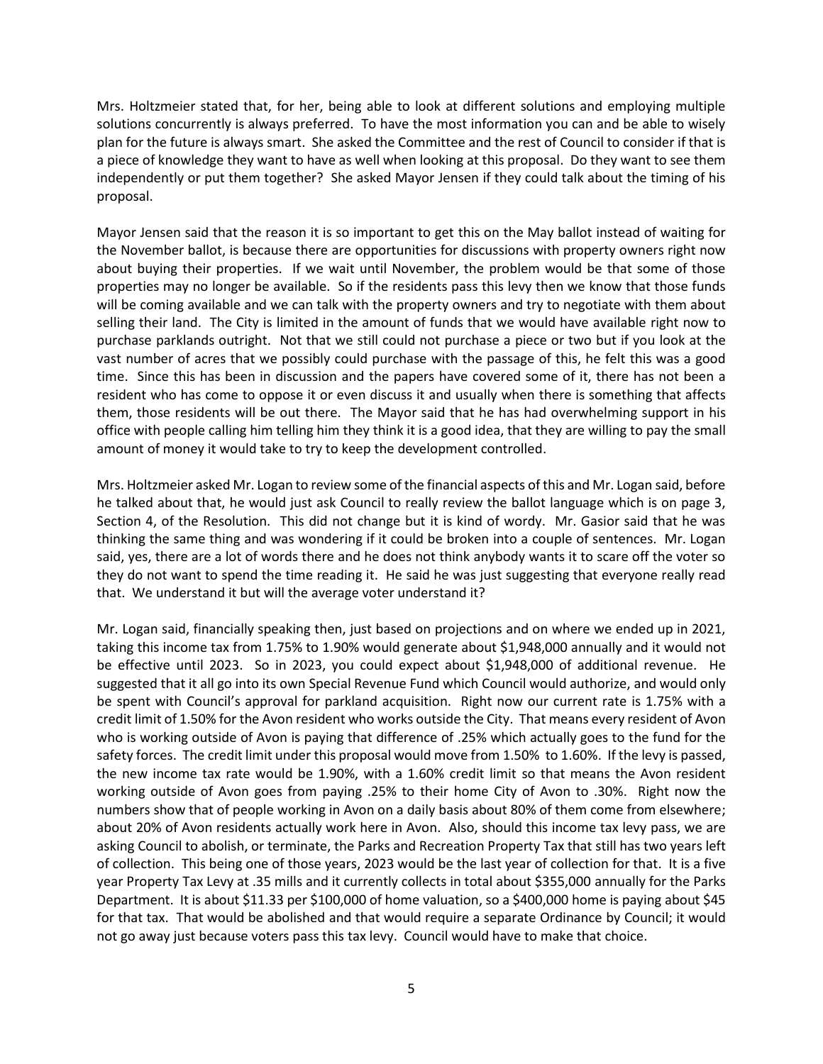Mrs. Holtzmeier stated that, for her, being able to look at different solutions and employing multiple solutions concurrently is always preferred. To have the most information you can and be able to wisely plan for the future is always smart. She asked the Committee and the rest of Council to consider if that is a piece of knowledge they want to have as well when looking at this proposal. Do they want to see them independently or put them together? She asked Mayor Jensen if they could talk about the timing of his proposal.

Mayor Jensen said that the reason it is so important to get this on the May ballot instead of waiting for the November ballot, is because there are opportunities for discussions with property owners right now about buying their properties. If we wait until November, the problem would be that some of those properties may no longer be available. So if the residents pass this levy then we know that those funds will be coming available and we can talk with the property owners and try to negotiate with them about selling their land. The City is limited in the amount of funds that we would have available right now to purchase parklands outright. Not that we still could not purchase a piece or two but if you look at the vast number of acres that we possibly could purchase with the passage of this, he felt this was a good time. Since this has been in discussion and the papers have covered some of it, there has not been a resident who has come to oppose it or even discuss it and usually when there is something that affects them, those residents will be out there. The Mayor said that he has had overwhelming support in his office with people calling him telling him they think it is a good idea, that they are willing to pay the small amount of money it would take to try to keep the development controlled.

Mrs. Holtzmeier asked Mr. Logan to review some of the financial aspects of this and Mr. Logan said, before he talked about that, he would just ask Council to really review the ballot language which is on page 3, Section 4, of the Resolution. This did not change but it is kind of wordy. Mr. Gasior said that he was thinking the same thing and was wondering if it could be broken into a couple of sentences. Mr. Logan said, yes, there are a lot of words there and he does not think anybody wants it to scare off the voter so they do not want to spend the time reading it. He said he was just suggesting that everyone really read that. We understand it but will the average voter understand it?

Mr. Logan said, financially speaking then, just based on projections and on where we ended up in 2021, taking this income tax from 1.75% to 1.90% would generate about $1,948,000 annually and it would not be effective until 2023. So in 2023, you could expect about $1,948,000 of additional revenue. He suggested that it all go into its own Special Revenue Fund which Council would authorize, and would only be spent with Council's approval for parkland acquisition. Right now our current rate is 1.75% with a credit limit of 1.50% for the Avon resident who works outside the City. That means every resident of Avon who is working outside of Avon is paying that difference of .25% which actually goes to the fund for the safety forces. The credit limit under this proposal would move from 1.50% to 1.60%. If the levy is passed, the new income tax rate would be 1.90%, with a 1.60% credit limit so that means the Avon resident working outside of Avon goes from paying .25% to their home City of Avon to .30%. Right now the numbers show that of people working in Avon on a daily basis about 80% of them come from elsewhere; about 20% of Avon residents actually work here in Avon. Also, should this income tax levy pass, we are asking Council to abolish, or terminate, the Parks and Recreation Property Tax that still has two years left of collection. This being one of those years, 2023 would be the last year of collection for that. It is a five year Property Tax Levy at .35 mills and it currently collects in total about $355,000 annually for the Parks Department. It is about $11.33 per $100,000 of home valuation, so a $400,000 home is paying about $45 for that tax. That would be abolished and that would require a separate Ordinance by Council; it would not go away just because voters pass this tax levy. Council would have to make that choice.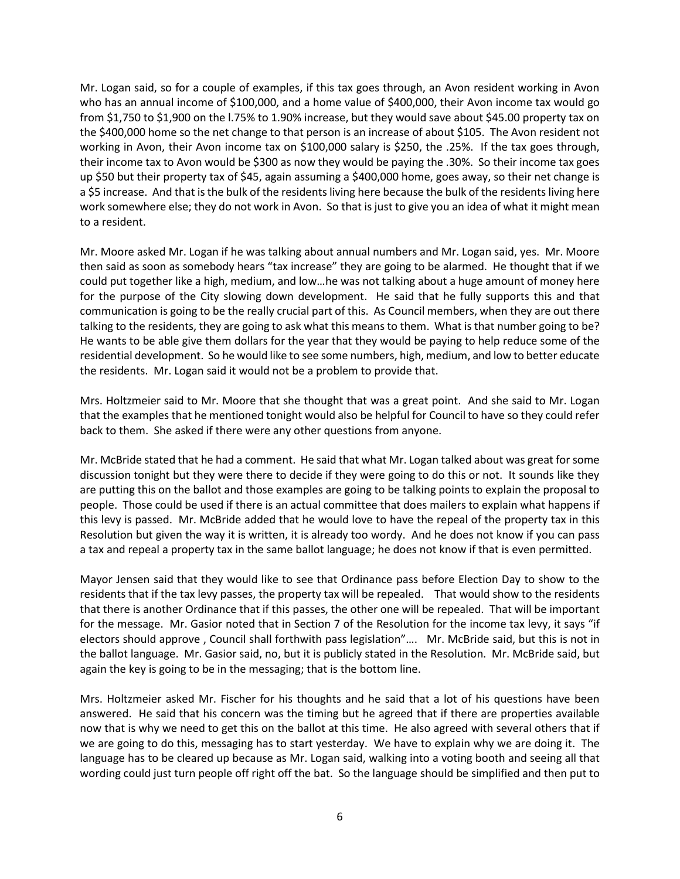Mr. Logan said, so for a couple of examples, if this tax goes through, an Avon resident working in Avon who has an annual income of $100,000, and a home value of $400,000, their Avon income tax would go from $1,750 to $1,900 on the l.75% to 1.90% increase, but they would save about $45.00 property tax on the $400,000 home so the net change to that person is an increase of about $105. The Avon resident not working in Avon, their Avon income tax on $100,000 salary is $250, the .25%. If the tax goes through, their income tax to Avon would be $300 as now they would be paying the .30%. So their income tax goes up $50 but their property tax of $45, again assuming a $400,000 home, goes away, so their net change is a $5 increase. And that is the bulk of the residents living here because the bulk of the residents living here work somewhere else; they do not work in Avon. So that is just to give you an idea of what it might mean to a resident.

Mr. Moore asked Mr. Logan if he was talking about annual numbers and Mr. Logan said, yes. Mr. Moore then said as soon as somebody hears "tax increase" they are going to be alarmed. He thought that if we could put together like a high, medium, and low…he was not talking about a huge amount of money here for the purpose of the City slowing down development. He said that he fully supports this and that communication is going to be the really crucial part of this. As Council members, when they are out there talking to the residents, they are going to ask what this means to them. What is that number going to be? He wants to be able give them dollars for the year that they would be paying to help reduce some of the residential development. So he would like to see some numbers, high, medium, and low to better educate the residents. Mr. Logan said it would not be a problem to provide that.

Mrs. Holtzmeier said to Mr. Moore that she thought that was a great point. And she said to Mr. Logan that the examples that he mentioned tonight would also be helpful for Council to have so they could refer back to them. She asked if there were any other questions from anyone.

Mr. McBride stated that he had a comment. He said that what Mr. Logan talked about was great for some discussion tonight but they were there to decide if they were going to do this or not. It sounds like they are putting this on the ballot and those examples are going to be talking points to explain the proposal to people. Those could be used if there is an actual committee that does mailers to explain what happens if this levy is passed. Mr. McBride added that he would love to have the repeal of the property tax in this Resolution but given the way it is written, it is already too wordy. And he does not know if you can pass a tax and repeal a property tax in the same ballot language; he does not know if that is even permitted.

Mayor Jensen said that they would like to see that Ordinance pass before Election Day to show to the residents that if the tax levy passes, the property tax will be repealed. That would show to the residents that there is another Ordinance that if this passes, the other one will be repealed. That will be important for the message. Mr. Gasior noted that in Section 7 of the Resolution for the income tax levy, it says "if electors should approve , Council shall forthwith pass legislation"…. Mr. McBride said, but this is not in the ballot language. Mr. Gasior said, no, but it is publicly stated in the Resolution. Mr. McBride said, but again the key is going to be in the messaging; that is the bottom line.

Mrs. Holtzmeier asked Mr. Fischer for his thoughts and he said that a lot of his questions have been answered. He said that his concern was the timing but he agreed that if there are properties available now that is why we need to get this on the ballot at this time. He also agreed with several others that if we are going to do this, messaging has to start yesterday. We have to explain why we are doing it. The language has to be cleared up because as Mr. Logan said, walking into a voting booth and seeing all that wording could just turn people off right off the bat. So the language should be simplified and then put to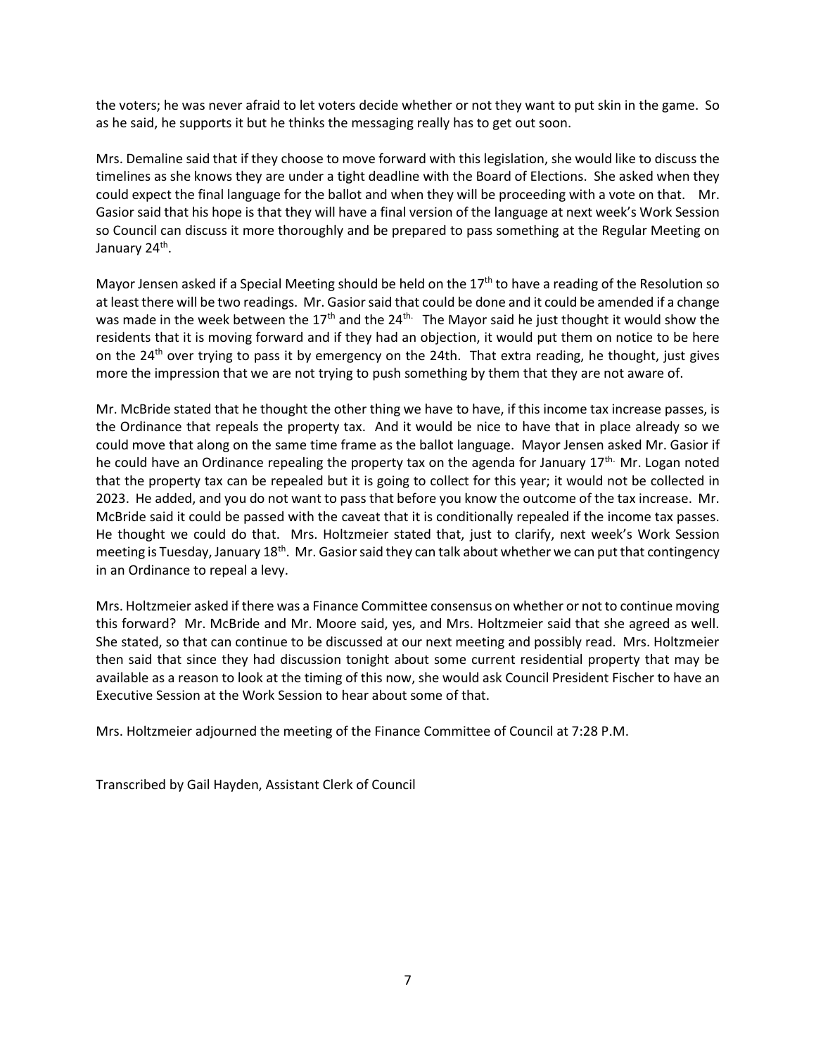the voters; he was never afraid to let voters decide whether or not they want to put skin in the game. So as he said, he supports it but he thinks the messaging really has to get out soon.

Mrs. Demaline said that if they choose to move forward with this legislation, she would like to discuss the timelines as she knows they are under a tight deadline with the Board of Elections. She asked when they could expect the final language for the ballot and when they will be proceeding with a vote on that. Mr. Gasior said that his hope is that they will have a final version of the language at next week's Work Session so Council can discuss it more thoroughly and be prepared to pass something at the Regular Meeting on January 24th.

Mayor Jensen asked if a Special Meeting should be held on the 17th to have a reading of the Resolution so at least there will be two readings. Mr. Gasior said that could be done and it could be amended if a change was made in the week between the 17th and the 24th. The Mayor said he just thought it would show the residents that it is moving forward and if they had an objection, it would put them on notice to be here on the 24th over trying to pass it by emergency on the 24th. That extra reading, he thought, just gives more the impression that we are not trying to push something by them that they are not aware of.

Mr. McBride stated that he thought the other thing we have to have, if this income tax increase passes, is the Ordinance that repeals the property tax. And it would be nice to have that in place already so we could move that along on the same time frame as the ballot language. Mayor Jensen asked Mr. Gasior if he could have an Ordinance repealing the property tax on the agenda for January 17th. Mr. Logan noted that the property tax can be repealed but it is going to collect for this year; it would not be collected in 2023. He added, and you do not want to pass that before you know the outcome of the tax increase. Mr. McBride said it could be passed with the caveat that it is conditionally repealed if the income tax passes. He thought we could do that. Mrs. Holtzmeier stated that, just to clarify, next week's Work Session meeting is Tuesday, January 18th. Mr. Gasior said they can talk about whether we can put that contingency in an Ordinance to repeal a levy.

Mrs. Holtzmeier asked if there was a Finance Committee consensus on whether or not to continue moving this forward? Mr. McBride and Mr. Moore said, yes, and Mrs. Holtzmeier said that she agreed as well. She stated, so that can continue to be discussed at our next meeting and possibly read. Mrs. Holtzmeier then said that since they had discussion tonight about some current residential property that may be available as a reason to look at the timing of this now, she would ask Council President Fischer to have an Executive Session at the Work Session to hear about some of that.

Mrs. Holtzmeier adjourned the meeting of the Finance Committee of Council at 7:28 P.M.

Transcribed by Gail Hayden, Assistant Clerk of Council